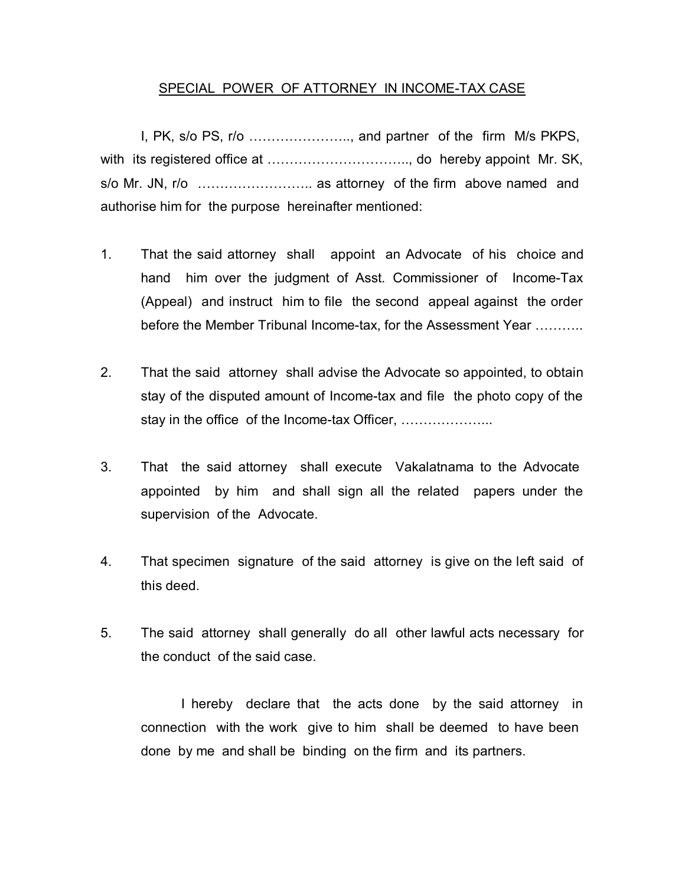## SPECIAL POWER OF ATTORNEY IN INCOME-TAX CASE

I, PK, s/o PS, r/o ………………….., and partner of the firm M/s PKPS, with its registered office at ………………………….., do hereby appoint Mr. SK, s/o Mr. JN, r/o …………………….. as attorney of the firm above named and authorise him for the purpose hereinafter mentioned:

1. That the said attorney shall appoint an Advocate of his choice and hand him over the judgment of Asst. Commissioner of Income-Tax (Appeal) and instruct him to file the second appeal against the order before the Member Tribunal Income-tax, for the Assessment Year ………..

2. That the said attorney shall advise the Advocate so appointed, to obtain stay of the disputed amount of Income-tax and file the photo copy of the stay in the office of the Income-tax Officer, ………………...

3. That the said attorney shall execute Vakalatnama to the Advocate appointed by him and shall sign all the related papers under the supervision of the Advocate.

4. That specimen signature of the said attorney is give on the left said of this deed.

5. The said attorney shall generally do all other lawful acts necessary for the conduct of the said case.

I hereby declare that the acts done by the said attorney in connection with the work give to him shall be deemed to have been done by me and shall be binding on the firm and its partners.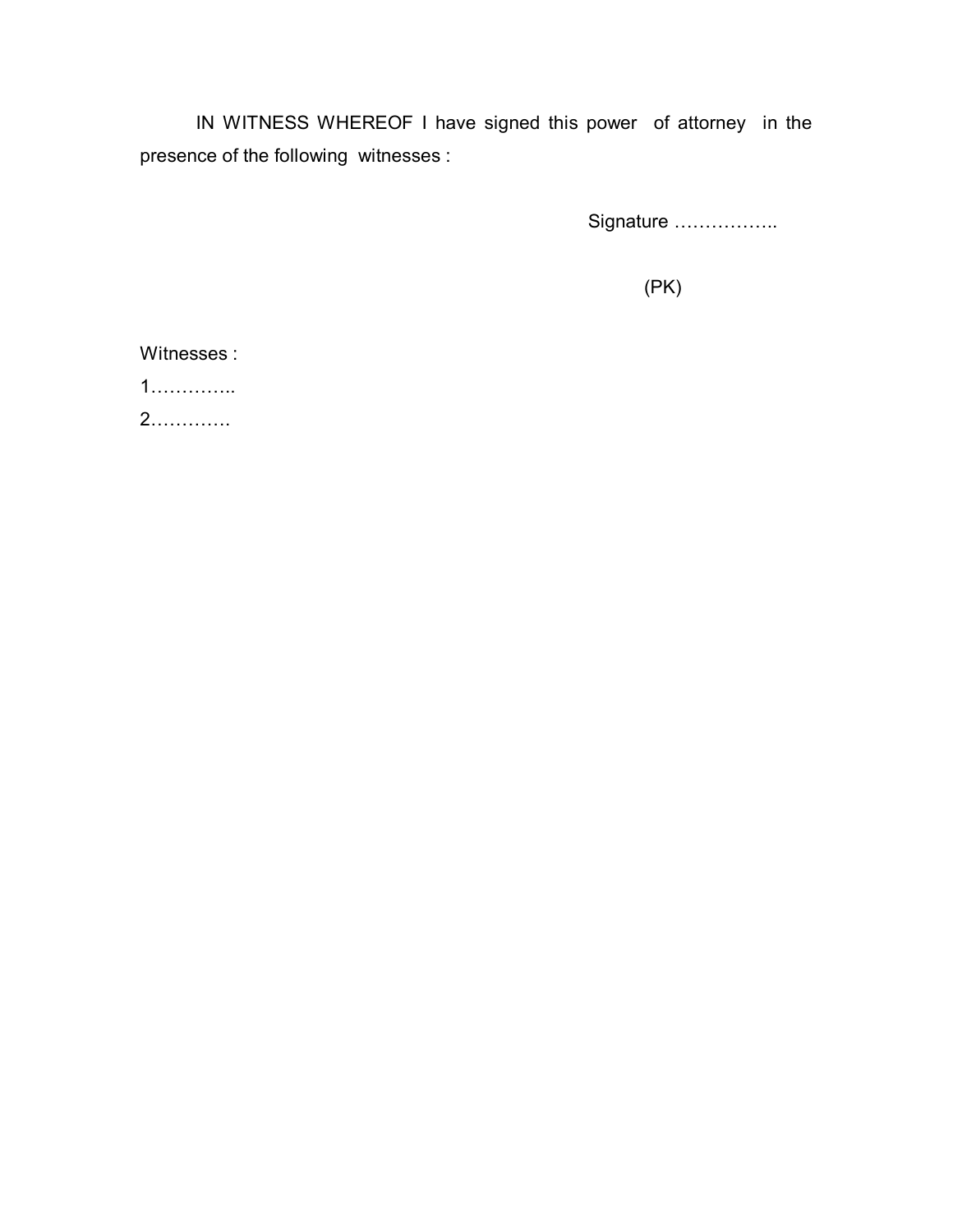IN WITNESS WHEREOF I have signed this power of attorney in the presence of the following witnesses :

Signature ……………..

(PK)

Witnesses :

1…………..

2………….